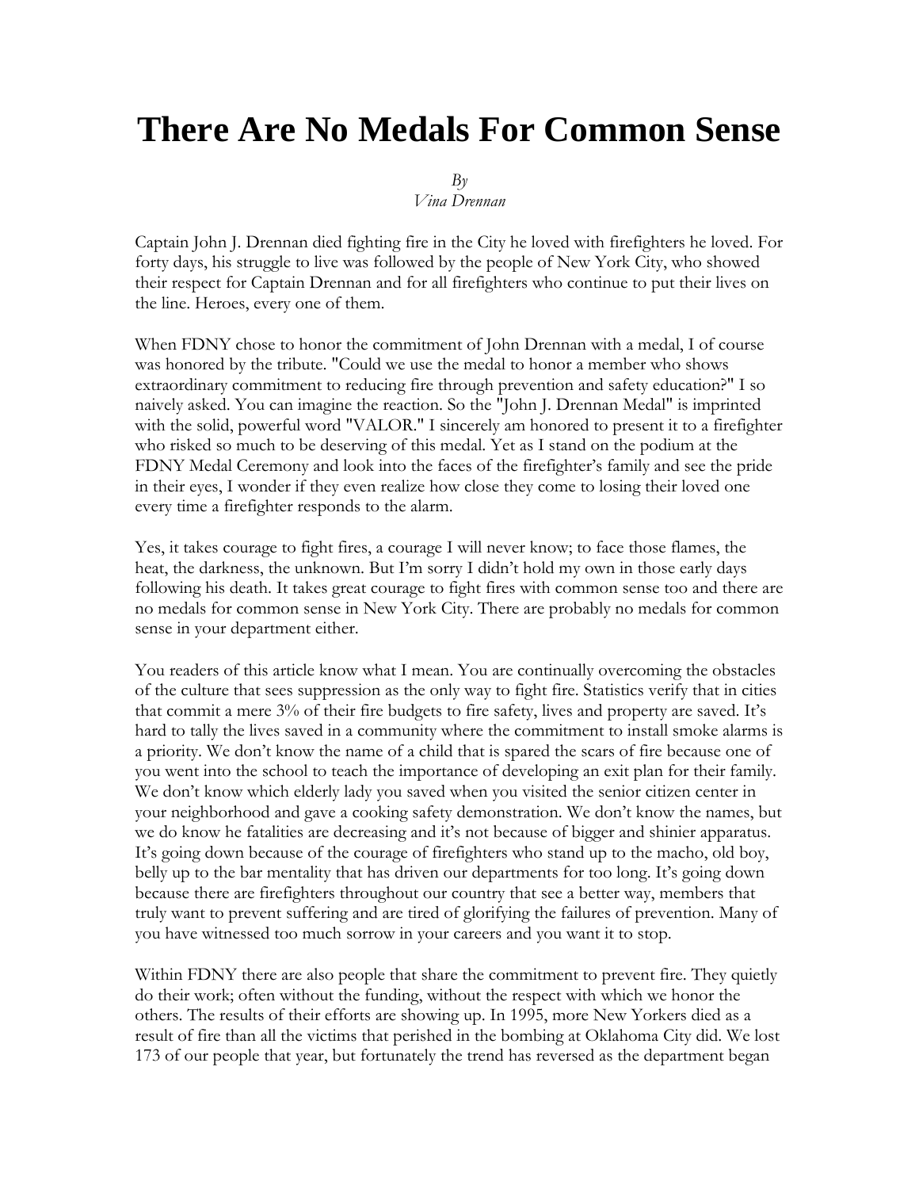# There Are No Medals For Common Sense

*By*
*Vina Drennan*

Captain John J. Drennan died fighting fire in the City he loved with firefighters he loved. For forty days, his struggle to live was followed by the people of New York City, who showed their respect for Captain Drennan and for all firefighters who continue to put their lives on the line. Heroes, every one of them.

When FDNY chose to honor the commitment of John Drennan with a medal, I of course was honored by the tribute. "Could we use the medal to honor a member who shows extraordinary commitment to reducing fire through prevention and safety education?" I so naively asked. You can imagine the reaction. So the "John J. Drennan Medal" is imprinted with the solid, powerful word "VALOR." I sincerely am honored to present it to a firefighter who risked so much to be deserving of this medal. Yet as I stand on the podium at the FDNY Medal Ceremony and look into the faces of the firefighter's family and see the pride in their eyes, I wonder if they even realize how close they come to losing their loved one every time a firefighter responds to the alarm.

Yes, it takes courage to fight fires, a courage I will never know; to face those flames, the heat, the darkness, the unknown. But I'm sorry I didn't hold my own in those early days following his death. It takes great courage to fight fires with common sense too and there are no medals for common sense in New York City. There are probably no medals for common sense in your department either.

You readers of this article know what I mean. You are continually overcoming the obstacles of the culture that sees suppression as the only way to fight fire. Statistics verify that in cities that commit a mere 3% of their fire budgets to fire safety, lives and property are saved. It's hard to tally the lives saved in a community where the commitment to install smoke alarms is a priority. We don't know the name of a child that is spared the scars of fire because one of you went into the school to teach the importance of developing an exit plan for their family. We don't know which elderly lady you saved when you visited the senior citizen center in your neighborhood and gave a cooking safety demonstration. We don't know the names, but we do know he fatalities are decreasing and it's not because of bigger and shinier apparatus. It's going down because of the courage of firefighters who stand up to the macho, old boy, belly up to the bar mentality that has driven our departments for too long. It's going down because there are firefighters throughout our country that see a better way, members that truly want to prevent suffering and are tired of glorifying the failures of prevention. Many of you have witnessed too much sorrow in your careers and you want it to stop.

Within FDNY there are also people that share the commitment to prevent fire. They quietly do their work; often without the funding, without the respect with which we honor the others. The results of their efforts are showing up. In 1995, more New Yorkers died as a result of fire than all the victims that perished in the bombing at Oklahoma City did. We lost 173 of our people that year, but fortunately the trend has reversed as the department began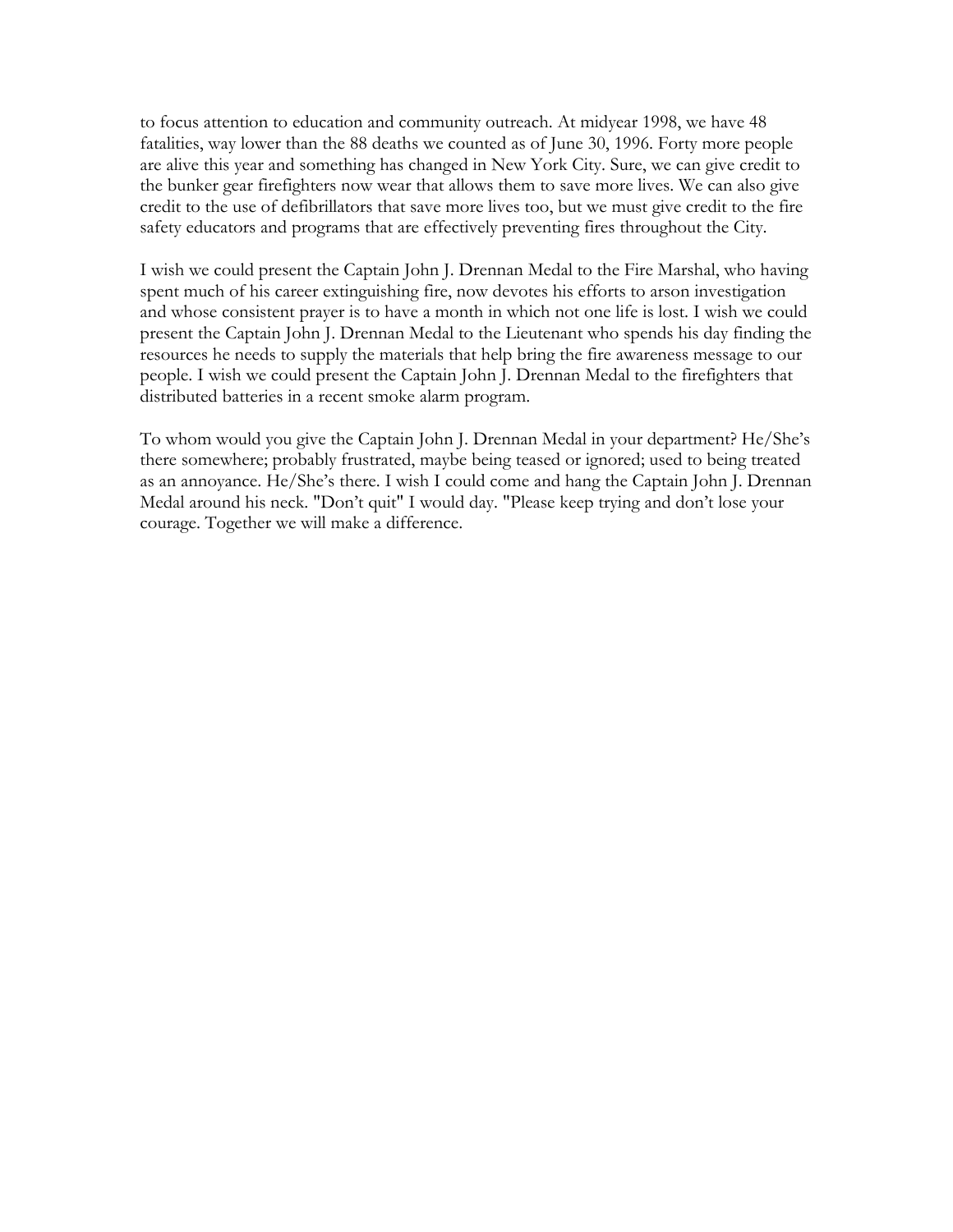to focus attention to education and community outreach. At midyear 1998, we have 48 fatalities, way lower than the 88 deaths we counted as of June 30, 1996. Forty more people are alive this year and something has changed in New York City. Sure, we can give credit to the bunker gear firefighters now wear that allows them to save more lives. We can also give credit to the use of defibrillators that save more lives too, but we must give credit to the fire safety educators and programs that are effectively preventing fires throughout the City.

I wish we could present the Captain John J. Drennan Medal to the Fire Marshal, who having spent much of his career extinguishing fire, now devotes his efforts to arson investigation and whose consistent prayer is to have a month in which not one life is lost. I wish we could present the Captain John J. Drennan Medal to the Lieutenant who spends his day finding the resources he needs to supply the materials that help bring the fire awareness message to our people. I wish we could present the Captain John J. Drennan Medal to the firefighters that distributed batteries in a recent smoke alarm program.

To whom would you give the Captain John J. Drennan Medal in your department? He/She's there somewhere; probably frustrated, maybe being teased or ignored; used to being treated as an annoyance. He/She's there. I wish I could come and hang the Captain John J. Drennan Medal around his neck. "Don't quit" I would day. "Please keep trying and don't lose your courage. Together we will make a difference.